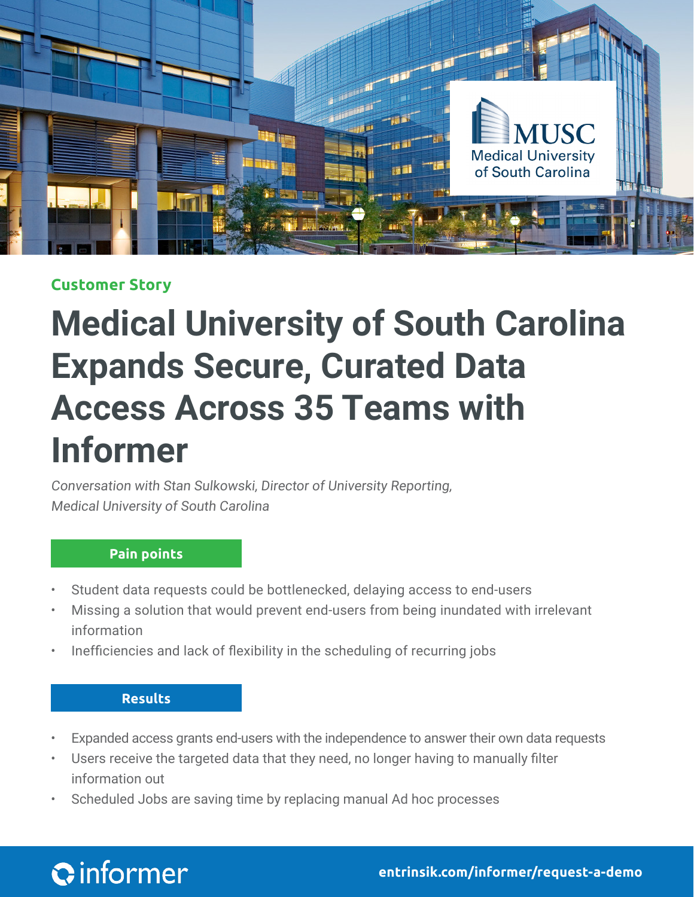Customer Story

# Medical University of South Carolina Expands Secure, Curated Data Access Across 35 Teams with Informer

*Conversation with Stan Sulkowski, Director of University Reporting, Medical University of South Carolina*

## Pain points

- Student data requests could be bottlenecked, delaying access to end-users
- Missing a solution that would prevent end-users from being inundated with irrelevant information
- Inefficiencies and lack of flexibility in the scheduling of recurring jobs

## Results

- Expanded access grants end-users with the independence to answer their own data requests
- Users receive the targeted data that they need, no longer having to manually filter information out
- Scheduled Jobs are saving time by replacing manual Ad hoc processes

**entrinsik.com/informer/request-a-demo**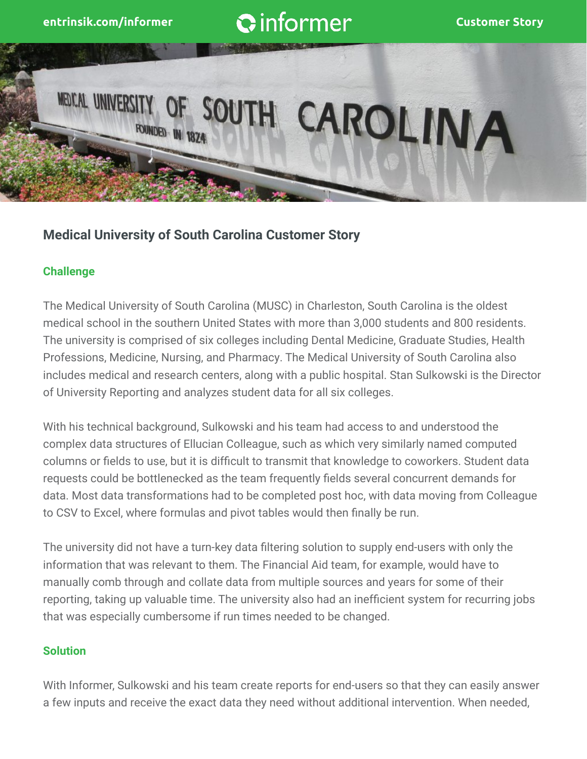## Medical University of South Carolina Customer Story

### Challenge

The Medical University of South Carolina (MUSC) in Charleston, South Carolina is the oldest medical school in the southern United States with more than 3,000 students and 800 residents. The university is comprised of six colleges including Dental Medicine, Graduate Studies, Health Professions, Medicine, Nursing, and Pharmacy. The Medical University of South Carolina also includes medical and research centers, along with a public hospital. Stan Sulkowski is the Director of University Reporting and analyzes student data for all six colleges.

With his technical background, Sulkowski and his team had access to and understood the complex data structures of Ellucian Colleague, such as which very similarly named computed columns or fields to use, but it is difficult to transmit that knowledge to coworkers. Student data requests could be bottlenecked as the team frequently fields several concurrent demands for data. Most data transformations had to be completed post hoc, with data moving from Colleague to CSV to Excel, where formulas and pivot tables would then finally be run.

The university did not have a turn-key data filtering solution to supply end-users with only the information that was relevant to them. The Financial Aid team, for example, would have to manually comb through and collate data from multiple sources and years for some of their reporting, taking up valuable time. The university also had an inefficient system for recurring jobs that was especially cumbersome if run times needed to be changed.

### Solution

With Informer, Sulkowski and his team create reports for end-users so that they can easily answer a few inputs and receive the exact data they need without additional intervention. When needed,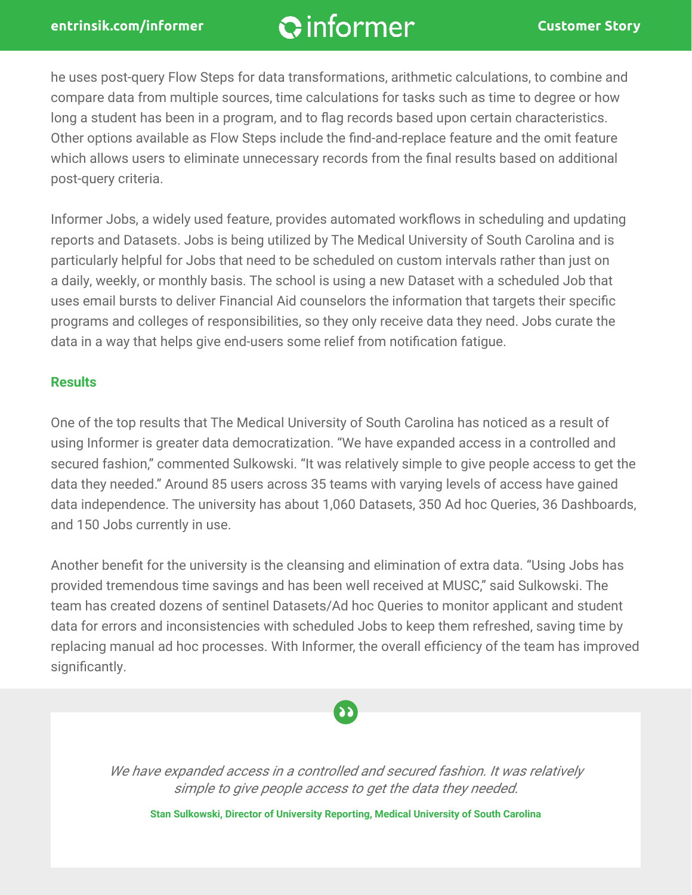he uses post-query Flow Steps for data transformations, arithmetic calculations, to combine and compare data from multiple sources, time calculations for tasks such as time to degree or how long a student has been in a program, and to flag records based upon certain characteristics. Other options available as Flow Steps include the find-and-replace feature and the omit feature which allows users to eliminate unnecessary records from the final results based on additional post-query criteria.

Informer Jobs, a widely used feature, provides automated workflows in scheduling and updating reports and Datasets. Jobs is being utilized by The Medical University of South Carolina and is particularly helpful for Jobs that need to be scheduled on custom intervals rather than just on a daily, weekly, or monthly basis. The school is using a new Dataset with a scheduled Job that uses email bursts to deliver Financial Aid counselors the information that targets their specific programs and colleges of responsibilities, so they only receive data they need. Jobs curate the data in a way that helps give end-users some relief from notification fatigue.

## Results

One of the top results that The Medical University of South Carolina has noticed as a result of using Informer is greater data democratization. "We have expanded access in a controlled and secured fashion," commented Sulkowski. "It was relatively simple to give people access to get the data they needed." Around 85 users across 35 teams with varying levels of access have gained data independence. The university has about 1,060 Datasets, 350 Ad hoc Queries, 36 Dashboards, and 150 Jobs currently in use.

Another benefit for the university is the cleansing and elimination of extra data. "Using Jobs has provided tremendous time savings and has been well received at MUSC," said Sulkowski. The team has created dozens of sentinel Datasets/Ad hoc Queries to monitor applicant and student data for errors and inconsistencies with scheduled Jobs to keep them refreshed, saving time by replacing manual ad hoc processes. With Informer, the overall efficiency of the team has improved significantly.

> *We have expanded access in a controlled and secured fashion. It was relatively simple to give people access to get the data they needed.*
>
> **Stan Sulkowski, Director of University Reporting, Medical University of South Carolina**